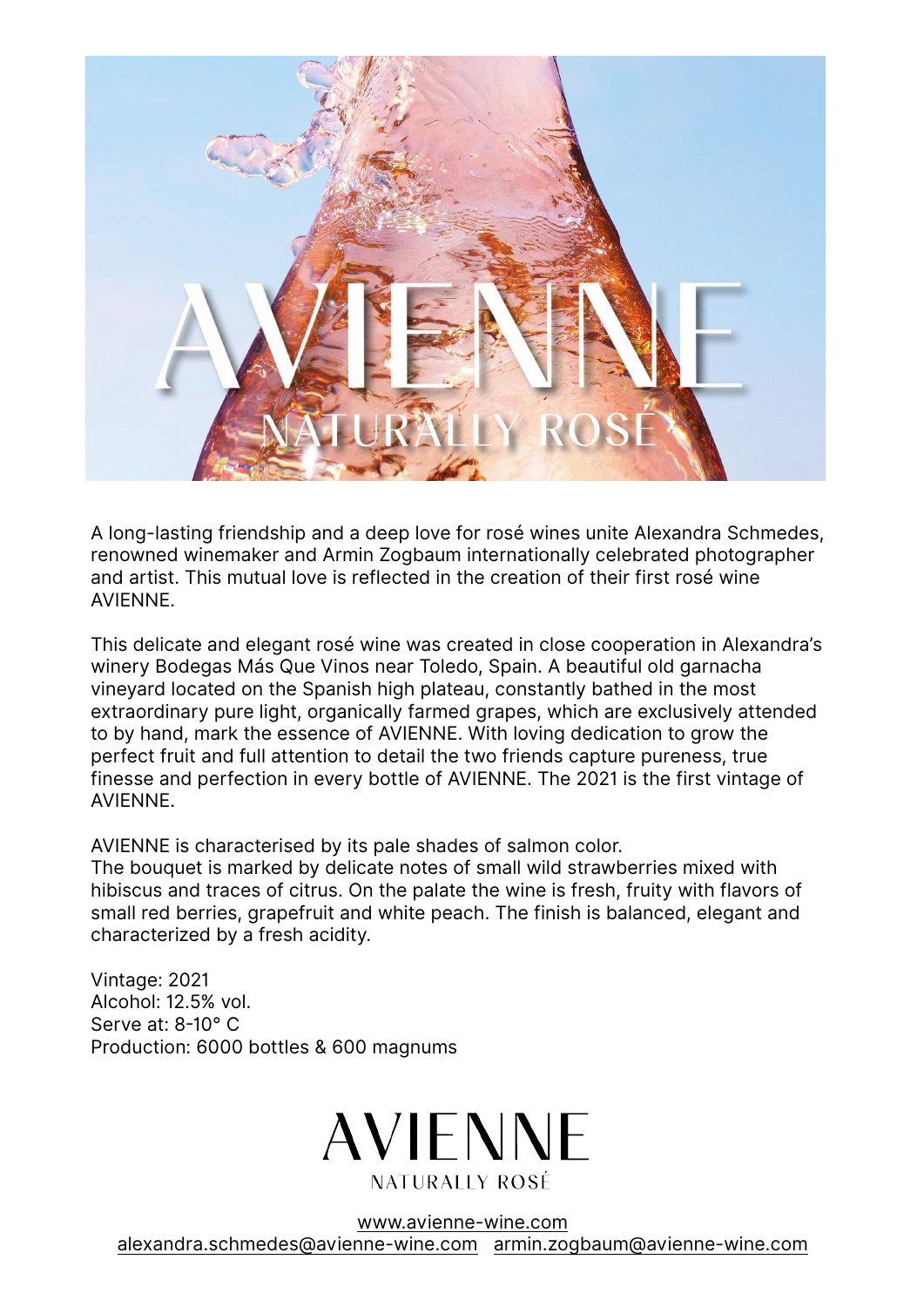# AVIENNE

## NATURALLY ROSÉ

A long-lasting friendship and a deep love for rosé wines unite Alexandra Schmedes, renowned winemaker and Armin Zogbaum internationally celebrated photographer and artist. This mutual love is reflected in the creation of their first rosé wine AVIENNE.

This delicate and elegant rosé wine was created in close cooperation in Alexandra's winery Bodegas Más Que Vinos near Toledo, Spain. A beautiful old garnacha vineyard located on the Spanish high plateau, constantly bathed in the most extraordinary pure light, organically farmed grapes, which are exclusively attended to by hand, mark the essence of AVIENNE. With loving dedication to grow the perfect fruit and full attention to detail the two friends capture pureness, true finesse and perfection in every bottle of AVIENNE. The 2021 is the first vintage of AVIENNE.

AVIENNE is characterised by its pale shades of salmon color.
The bouquet is marked by delicate notes of small wild strawberries mixed with hibiscus and traces of citrus. On the palate the wine is fresh, fruity with flavors of small red berries, grapefruit and white peach. The finish is balanced, elegant and characterized by a fresh acidity.

Vintage: 2021
Alcohol: 12.5% vol.
Serve at: 8-10° C
Production: 6000 bottles & 600 magnums

AVIENNE

NATURALLY ROSÉ

www.avienne-wine.com
alexandra.schmedes@avienne-wine.com armin.zogbaum@avienne-wine.com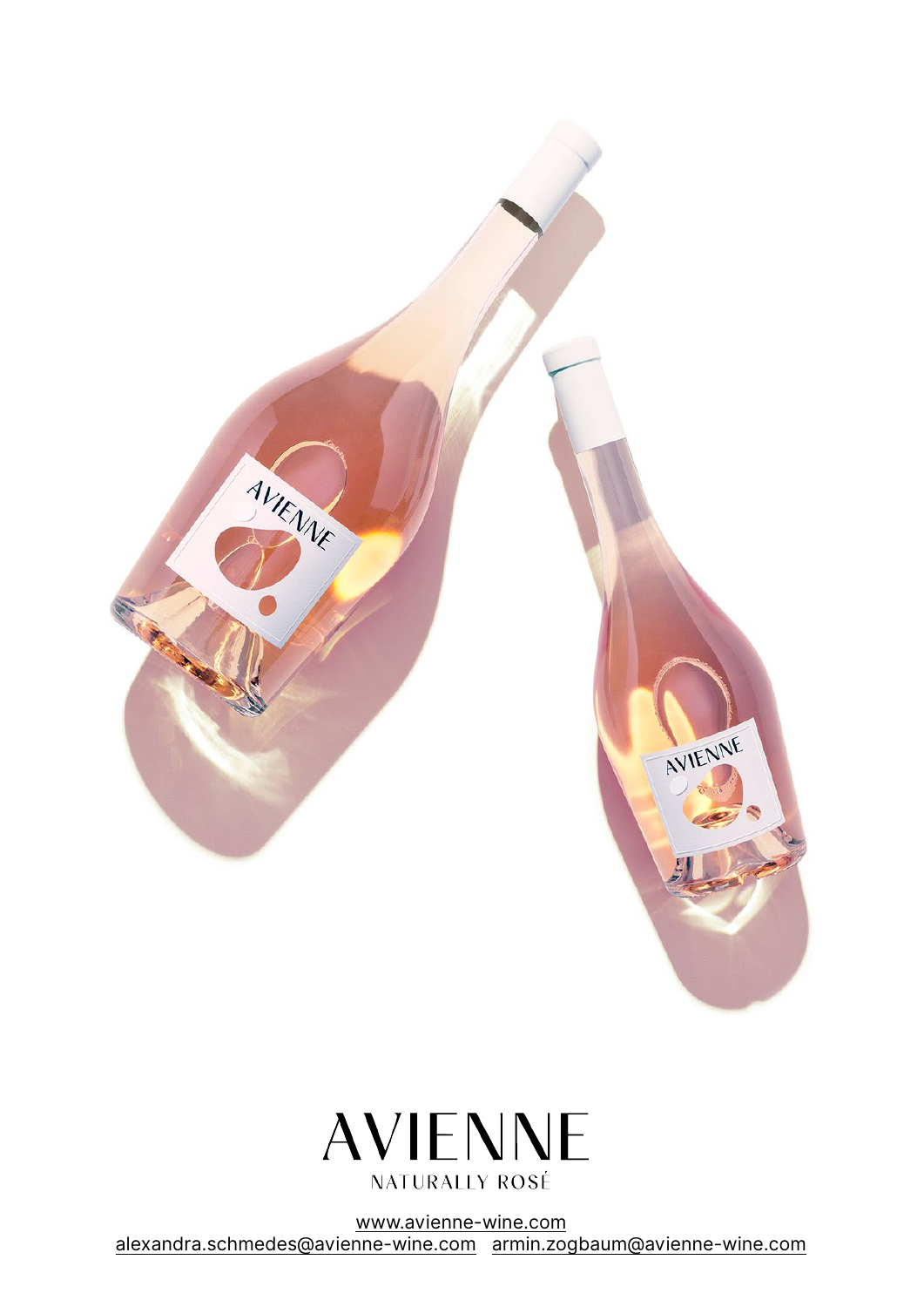AVIENNE

NATURALLY ROSÉ

www.avienne-wine.com

alexandra.schmedes@avienne-wine.com armin.zogbaum@avienne-wine.com